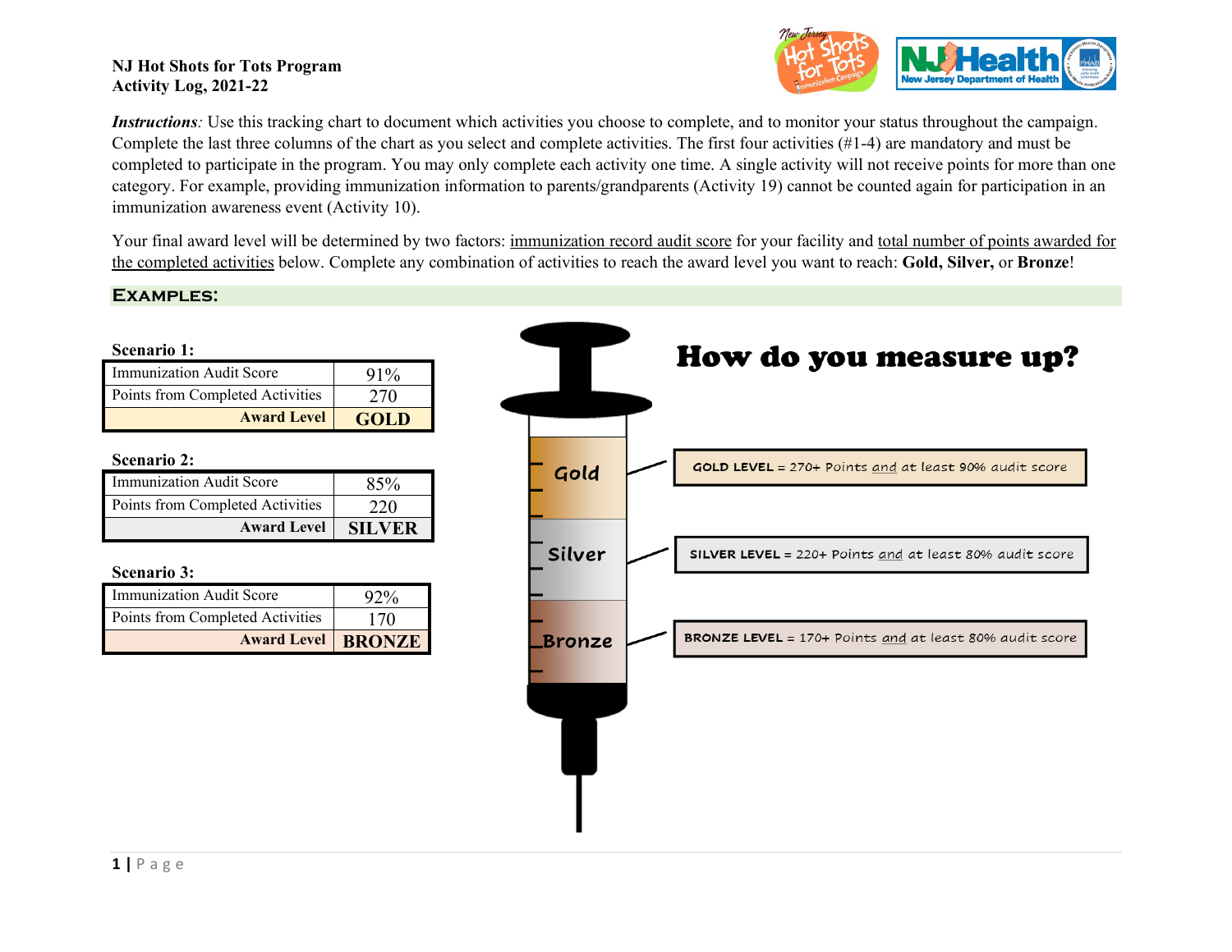**NJ Hot Shots for Tots Program**
**Activity Log, 2021-22**

***Instructions**:* Use this tracking chart to document which activities you choose to complete, and to monitor your status throughout the campaign. Complete the last three columns of the chart as you select and complete activities. The first four activities (#1-4) are mandatory and must be completed to participate in the program. You may only complete each activity one time. A single activity will not receive points for more than one category. For example, providing immunization information to parents/grandparents (Activity 19) cannot be counted again for participation in an immunization awareness event (Activity 10).

Your final award level will be determined by two factors: immunization record audit score for your facility and total number of points awarded for the completed activities below. Complete any combination of activities to reach the award level you want to reach: **Gold, Silver,** or **Bronze**!

## Examples:

**Scenario 1:**

| | |
|---|---|
| Immunization Audit Score | 91% |
| Points from Completed Activities | 270 |
| **Award Level** | **GOLD** |

**Scenario 2:**

| | |
|---|---|
| Immunization Audit Score | 85% |
| Points from Completed Activities | 220 |
| **Award Level** | **SILVER** |

**Scenario 3:**

| | |
|---|---|
| Immunization Audit Score | 92% |
| Points from Completed Activities | 170 |
| **Award Level** | **BRONZE** |

## How do you measure up?

Gold

Silver

Bronze

**GOLD LEVEL** = 270+ Points and at least 90% audit score

**SILVER LEVEL** = 220+ Points and at least 80% audit score

**BRONZE LEVEL** = 170+ Points and at least 80% audit score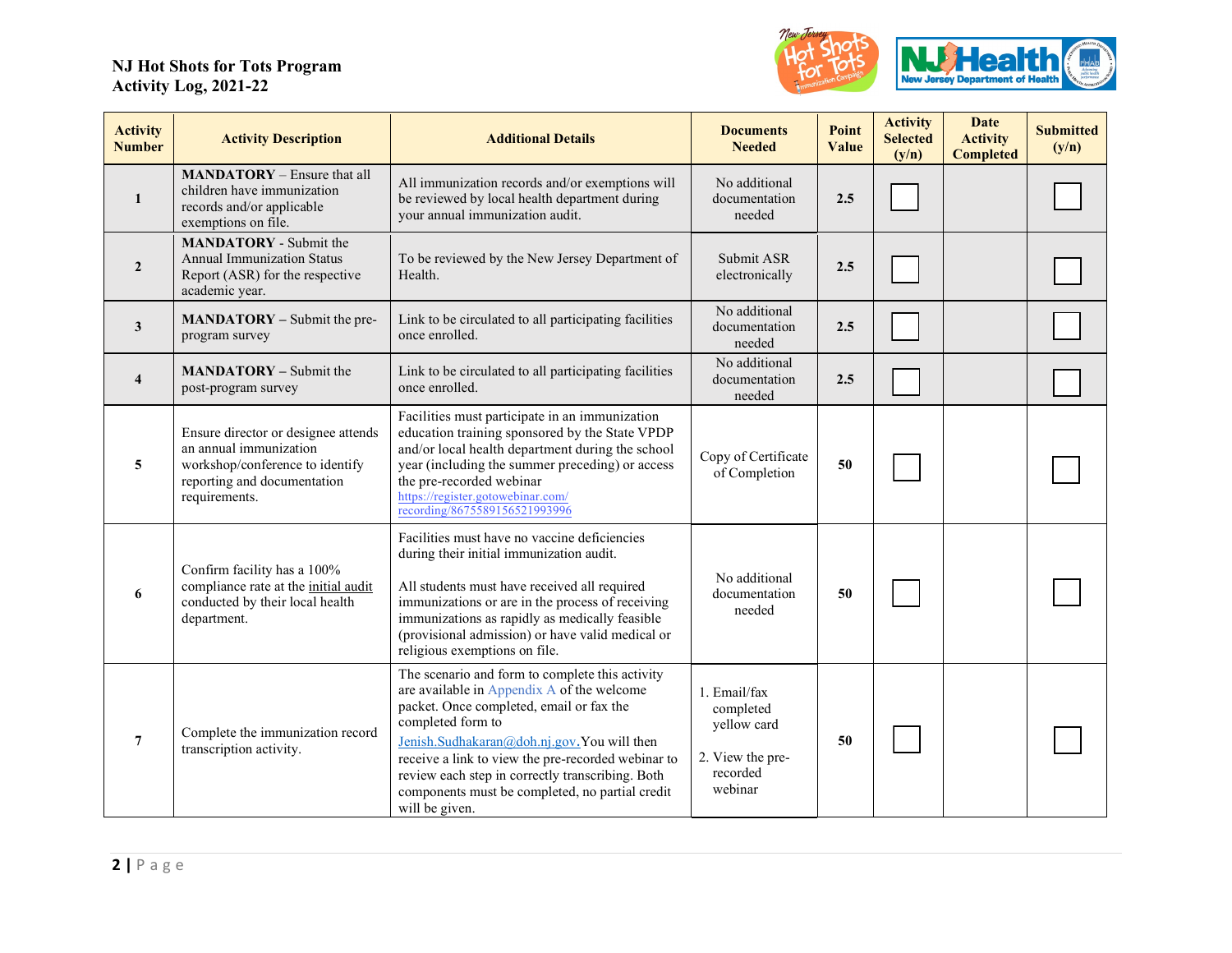# NJ Hot Shots for Tots Program
## Activity Log, 2021-22

| Activity Number | Activity Description | Additional Details | Documents Needed | Point Value | Activity Selected (y/n) | Date Activity Completed | Submitted (y/n) |
|---|---|---|---|---|---|---|---|
| 1 | **MANDATORY** – Ensure that all children have immunization records and/or applicable exemptions on file. | All immunization records and/or exemptions will be reviewed by local health department during your annual immunization audit. | No additional documentation needed | **2.5** | ☐ | | ☐ |
| 2 | **MANDATORY** - Submit the Annual Immunization Status Report (ASR) for the respective academic year. | To be reviewed by the New Jersey Department of Health. | Submit ASR electronically | **2.5** | ☐ | | ☐ |
| 3 | **MANDATORY** – Submit the pre-program survey | Link to be circulated to all participating facilities once enrolled. | No additional documentation needed | **2.5** | ☐ | | ☐ |
| 4 | **MANDATORY** – Submit the post-program survey | Link to be circulated to all participating facilities once enrolled. | No additional documentation needed | **2.5** | ☐ | | ☐ |
| 5 | Ensure director or designee attends an annual immunization workshop/conference to identify reporting and documentation requirements. | Facilities must participate in an immunization education training sponsored by the State VPDP and/or local health department during the school year (including the summer preceding) or access the pre-recorded webinar https://register.gotowebinar.com/recording/8675589156521993996 | Copy of Certificate of Completion | **50** | ☐ | | ☐ |
| 6 | Confirm facility has a 100% compliance rate at the initial audit conducted by their local health department. | Facilities must have no vaccine deficiencies during their initial immunization audit.<br><br>All students must have received all required immunizations or are in the process of receiving immunizations as rapidly as medically feasible (provisional admission) or have valid medical or religious exemptions on file. | No additional documentation needed | **50** | ☐ | | ☐ |
| 7 | Complete the immunization record transcription activity. | The scenario and form to complete this activity are available in Appendix A of the welcome packet. Once completed, email or fax the completed form to Jenish.Sudhakaran@doh.nj.gov. You will then receive a link to view the pre-recorded webinar to review each step in correctly transcribing. Both components must be completed, no partial credit will be given. | 1. Email/fax completed yellow card<br><br>2. View the pre-recorded webinar | **50** | ☐ | | ☐ |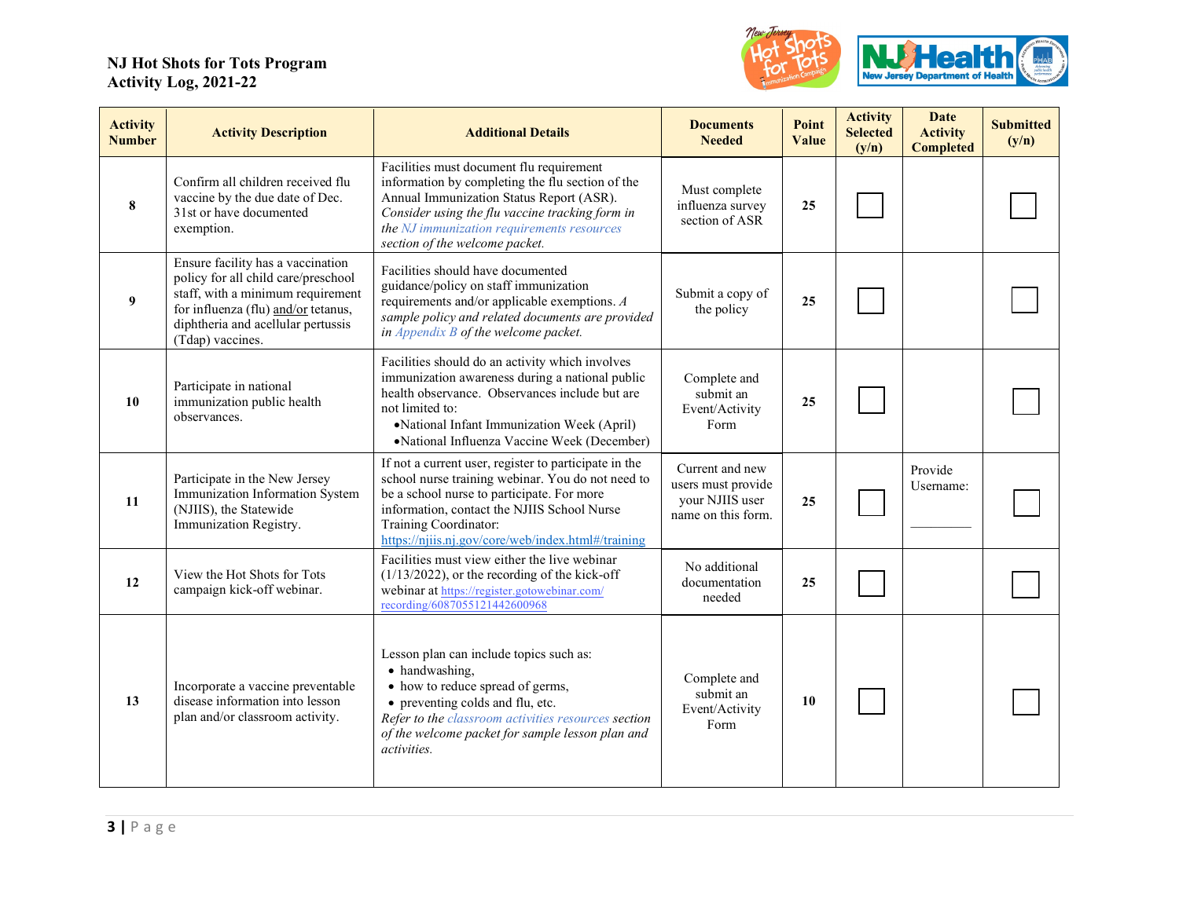**NJ Hot Shots for Tots Program**
**Activity Log, 2021-22**

| Activity Number | Activity Description | Additional Details | Documents Needed | Point Value | Activity Selected (y/n) | Date Activity Completed | Submitted (y/n) |
|---|---|---|---|---|---|---|---|
| **8** | Confirm all children received flu vaccine by the due date of Dec. 31st or have documented exemption. | Facilities must document flu requirement information by completing the flu section of the Annual Immunization Status Report (ASR). *Consider using the flu vaccine tracking form in the NJ immunization requirements resources section of the welcome packet.* | Must complete influenza survey section of ASR | **25** | ☐ | | ☐ |
| **9** | Ensure facility has a vaccination policy for all child care/preschool staff, with a minimum requirement for influenza (flu) and/or tetanus, diphtheria and acellular pertussis (Tdap) vaccines. | Facilities should have documented guidance/policy on staff immunization requirements and/or applicable exemptions. *A sample policy and related documents are provided in Appendix B of the welcome packet.* | Submit a copy of the policy | **25** | ☐ | | ☐ |
| **10** | Participate in national immunization public health observances. | Facilities should do an activity which involves immunization awareness during a national public health observance. Observances include but are not limited to: •National Infant Immunization Week (April) •National Influenza Vaccine Week (December) | Complete and submit an Event/Activity Form | **25** | ☐ | | ☐ |
| **11** | Participate in the New Jersey Immunization Information System (NJIIS), the Statewide Immunization Registry. | If not a current user, register to participate in the school nurse training webinar. You do not need to be a school nurse to participate. For more information, contact the NJIIS School Nurse Training Coordinator: https://njiis.nj.gov/core/web/index.html#/training | Current and new users must provide your NJIIS user name on this form. | **25** | ☐ | Provide Username: ________ | ☐ |
| **12** | View the Hot Shots for Tots campaign kick-off webinar. | Facilities must view either the live webinar (1/13/2022), or the recording of the kick-off webinar at https://register.gotowebinar.com/recording/6087055121442600968 | No additional documentation needed | **25** | ☐ | | ☐ |
| **13** | Incorporate a vaccine preventable disease information into lesson plan and/or classroom activity. | Lesson plan can include topics such as: • handwashing, • how to reduce spread of germs, • preventing colds and flu, etc. *Refer to the classroom activities resources section of the welcome packet for sample lesson plan and activities.* | Complete and submit an Event/Activity Form | **10** | ☐ | | ☐ |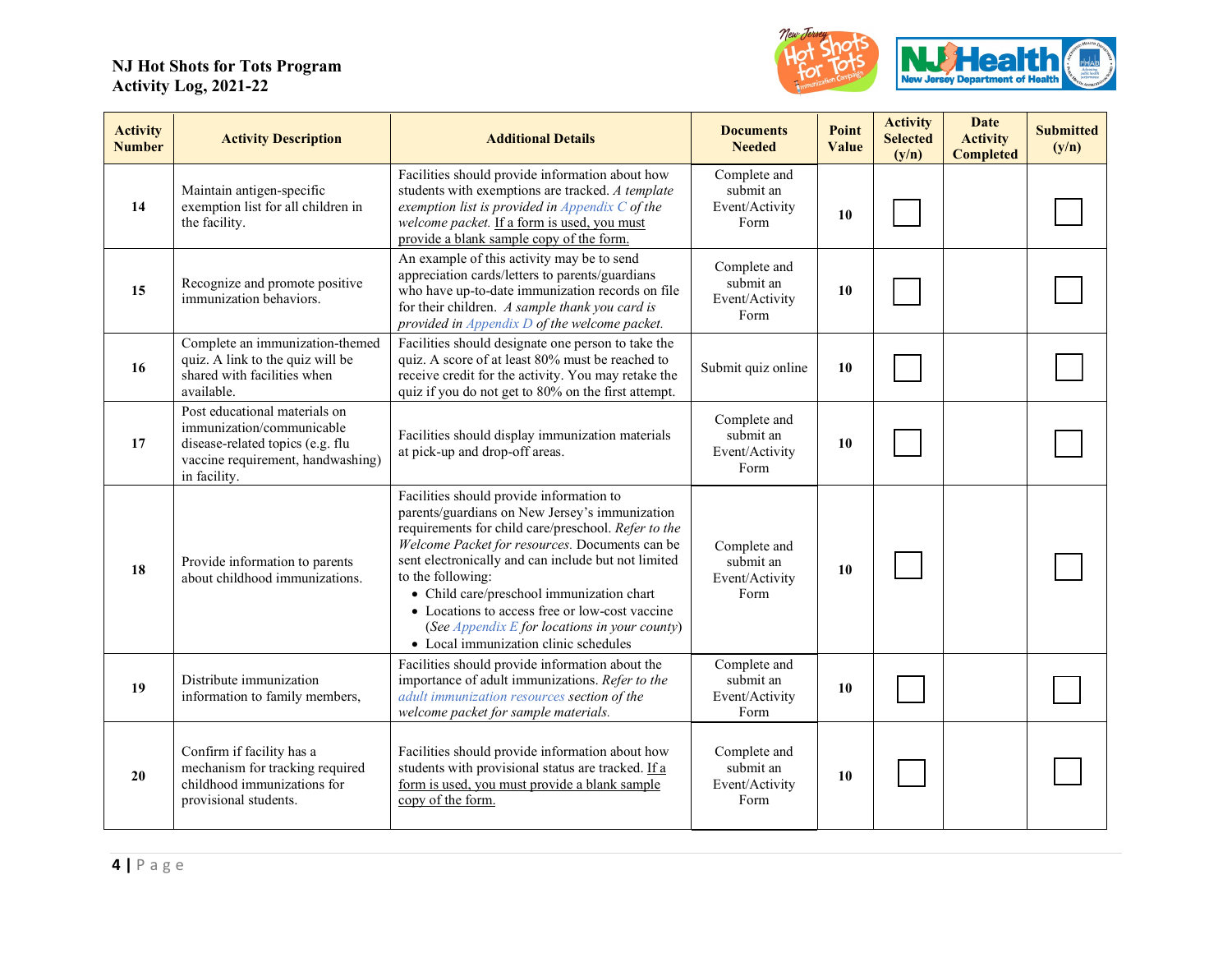**NJ Hot Shots for Tots Program**
**Activity Log, 2021-22**

| Activity Number | Activity Description | Additional Details | Documents Needed | Point Value | Activity Selected (y/n) | Date Activity Completed | Submitted (y/n) |
|---|---|---|---|---|---|---|---|
| **14** | Maintain antigen-specific exemption list for all children in the facility. | Facilities should provide information about how students with exemptions are tracked. *A template exemption list is provided in Appendix C of the welcome packet.* If a form is used, you must provide a blank sample copy of the form. | Complete and submit an Event/Activity Form | **10** | ☐ | | ☐ |
| **15** | Recognize and promote positive immunization behaviors. | An example of this activity may be to send appreciation cards/letters to parents/guardians who have up-to-date immunization records on file for their children. *A sample thank you card is provided in Appendix D of the welcome packet.* | Complete and submit an Event/Activity Form | **10** | ☐ | | ☐ |
| **16** | Complete an immunization-themed quiz. A link to the quiz will be shared with facilities when available. | Facilities should designate one person to take the quiz. A score of at least 80% must be reached to receive credit for the activity. You may retake the quiz if you do not get to 80% on the first attempt. | Submit quiz online | **10** | ☐ | | ☐ |
| **17** | Post educational materials on immunization/communicable disease-related topics (e.g. flu vaccine requirement, handwashing) in facility. | Facilities should display immunization materials at pick-up and drop-off areas. | Complete and submit an Event/Activity Form | **10** | ☐ | | ☐ |
| **18** | Provide information to parents about childhood immunizations. | Facilities should provide information to parents/guardians on New Jersey's immunization requirements for child care/preschool. *Refer to the Welcome Packet for resources.* Documents can be sent electronically and can include but not limited to the following: • Child care/preschool immunization chart • Locations to access free or low-cost vaccine (*See Appendix E for locations in your county*) • Local immunization clinic schedules | Complete and submit an Event/Activity Form | **10** | ☐ | | ☐ |
| **19** | Distribute immunization information to family members, | Facilities should provide information about the importance of adult immunizations. *Refer to the adult immunization resources section of the welcome packet for sample materials.* | Complete and submit an Event/Activity Form | **10** | ☐ | | ☐ |
| **20** | Confirm if facility has a mechanism for tracking required childhood immunizations for provisional students. | Facilities should provide information about how students with provisional status are tracked. If a form is used, you must provide a blank sample copy of the form. | Complete and submit an Event/Activity Form | **10** | ☐ | | ☐ |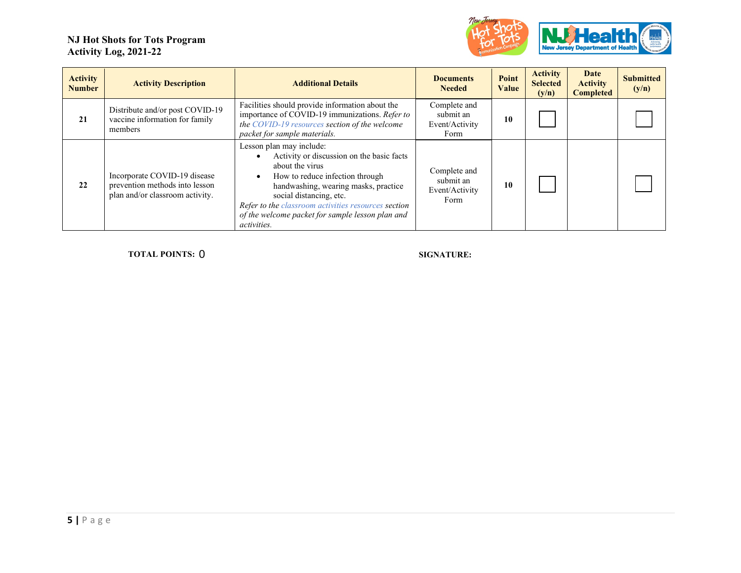**NJ Hot Shots for Tots Program**
**Activity Log, 2021-22**

| Activity Number | Activity Description | Additional Details | Documents Needed | Point Value | Activity Selected (y/n) | Date Activity Completed | Submitted (y/n) |
|---|---|---|---|---|---|---|---|
| **21** | Distribute and/or post COVID-19 vaccine information for family members | Facilities should provide information about the importance of COVID-19 immunizations. *Refer to the COVID-19 resources section of the welcome packet for sample materials.* | Complete and submit an Event/Activity Form | **10** | ☐ | | ☐ |
| **22** | Incorporate COVID-19 disease prevention methods into lesson plan and/or classroom activity. | Lesson plan may include: <br>• Activity or discussion on the basic facts about the virus <br>• How to reduce infection through handwashing, wearing masks, practice social distancing, etc. <br>*Refer to the classroom activities resources section of the welcome packet for sample lesson plan and activities.* | Complete and submit an Event/Activity Form | **10** | ☐ | | ☐ |

**TOTAL POINTS:** 0

**SIGNATURE:**